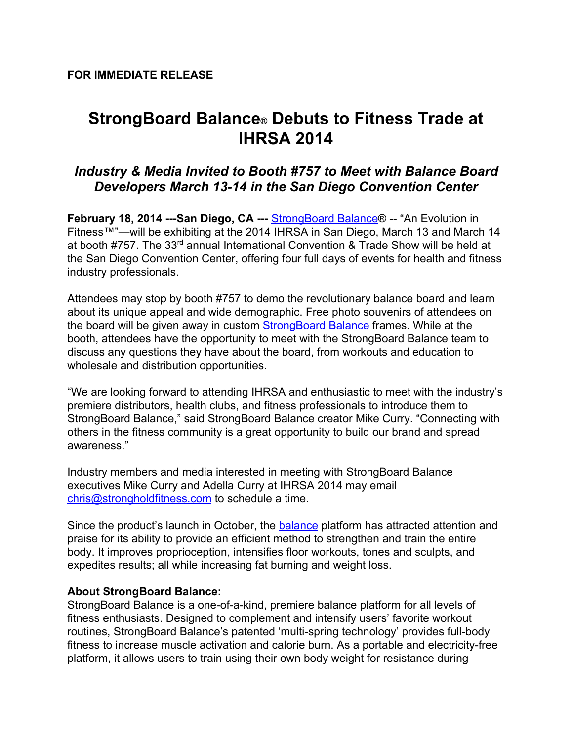**FOR IMMEDIATE RELEASE**

# StrongBoard Balance® Debuts to Fitness Trade at IHRSA 2014

## *Industry & Media Invited to Booth #757 to Meet with Balance Board Developers March 13-14 in the San Diego Convention Center*

**February 18, 2014 ---San Diego, CA ---** StrongBoard Balance® -- "An Evolution in Fitness™"—will be exhibiting at the 2014 IHRSA in San Diego, March 13 and March 14 at booth #757. The 33rd annual International Convention & Trade Show will be held at the San Diego Convention Center, offering four full days of events for health and fitness industry professionals.

Attendees may stop by booth #757 to demo the revolutionary balance board and learn about its unique appeal and wide demographic. Free photo souvenirs of attendees on the board will be given away in custom StrongBoard Balance frames. While at the booth, attendees have the opportunity to meet with the StrongBoard Balance team to discuss any questions they have about the board, from workouts and education to wholesale and distribution opportunities.

"We are looking forward to attending IHRSA and enthusiastic to meet with the industry's premiere distributors, health clubs, and fitness professionals to introduce them to StrongBoard Balance," said StrongBoard Balance creator Mike Curry. "Connecting with others in the fitness community is a great opportunity to build our brand and spread awareness."

Industry members and media interested in meeting with StrongBoard Balance executives Mike Curry and Adella Curry at IHRSA 2014 may email chris@strongholdfitness.com to schedule a time.

Since the product's launch in October, the balance platform has attracted attention and praise for its ability to provide an efficient method to strengthen and train the entire body. It improves proprioception, intensifies floor workouts, tones and sculpts, and expedites results; all while increasing fat burning and weight loss.

**About StrongBoard Balance:**
StrongBoard Balance is a one-of-a-kind, premiere balance platform for all levels of fitness enthusiasts. Designed to complement and intensify users' favorite workout routines, StrongBoard Balance's patented 'multi-spring technology' provides full-body fitness to increase muscle activation and calorie burn. As a portable and electricity-free platform, it allows users to train using their own body weight for resistance during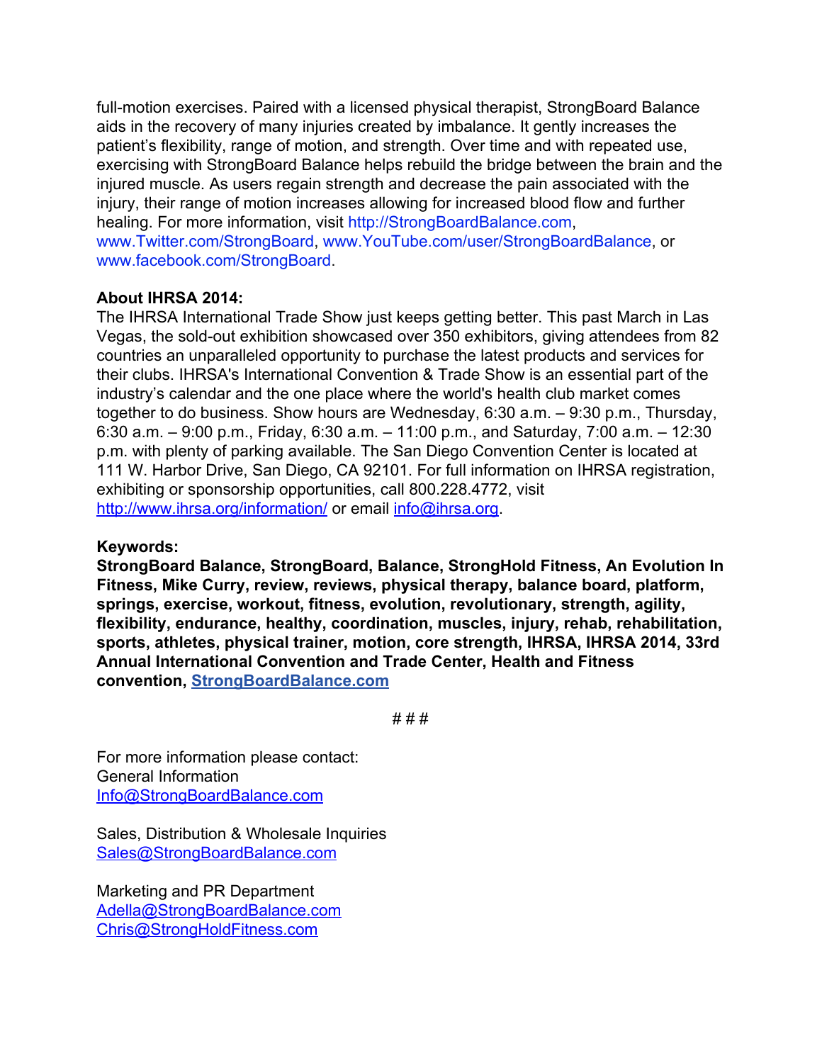full-motion exercises. Paired with a licensed physical therapist, StrongBoard Balance aids in the recovery of many injuries created by imbalance. It gently increases the patient's flexibility, range of motion, and strength. Over time and with repeated use, exercising with StrongBoard Balance helps rebuild the bridge between the brain and the injured muscle. As users regain strength and decrease the pain associated with the injury, their range of motion increases allowing for increased blood flow and further healing. For more information, visit http://StrongBoardBalance.com, www.Twitter.com/StrongBoard, www.YouTube.com/user/StrongBoardBalance, or www.facebook.com/StrongBoard.

**About IHRSA 2014:**

The IHRSA International Trade Show just keeps getting better. This past March in Las Vegas, the sold-out exhibition showcased over 350 exhibitors, giving attendees from 82 countries an unparalleled opportunity to purchase the latest products and services for their clubs. IHRSA's International Convention & Trade Show is an essential part of the industry's calendar and the one place where the world's health club market comes together to do business. Show hours are Wednesday, 6:30 a.m. – 9:30 p.m., Thursday, 6:30 a.m. – 9:00 p.m., Friday, 6:30 a.m. – 11:00 p.m., and Saturday, 7:00 a.m. – 12:30 p.m. with plenty of parking available. The San Diego Convention Center is located at 111 W. Harbor Drive, San Diego, CA 92101. For full information on IHRSA registration, exhibiting or sponsorship opportunities, call 800.228.4772, visit http://www.ihrsa.org/information/ or email info@ihrsa.org.

**Keywords:**

**StrongBoard Balance, StrongBoard, Balance, StrongHold Fitness, An Evolution In Fitness, Mike Curry, review, reviews, physical therapy, balance board, platform, springs, exercise, workout, fitness, evolution, revolutionary, strength, agility, flexibility, endurance, healthy, coordination, muscles, injury, rehab, rehabilitation, sports, athletes, physical trainer, motion, core strength, IHRSA, IHRSA 2014, 33rd Annual International Convention and Trade Center, Health and Fitness convention, StrongBoardBalance.com**

# # #

For more information please contact:
General Information
Info@StrongBoardBalance.com

Sales, Distribution & Wholesale Inquiries
Sales@StrongBoardBalance.com

Marketing and PR Department
Adella@StrongBoardBalance.com
Chris@StrongHoldFitness.com